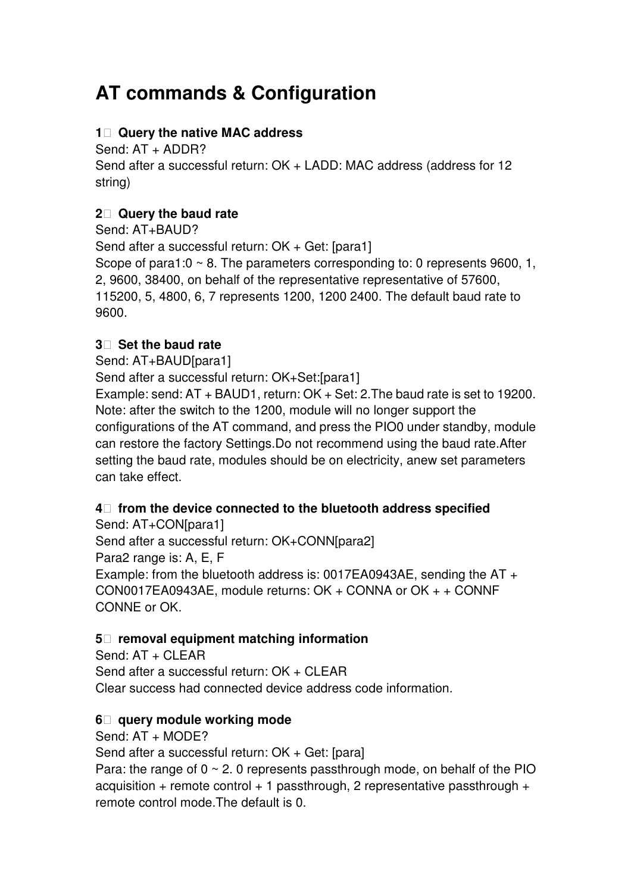# AT commands & Configuration

**1、 Query the native MAC address**

Send: AT + ADDR?

Send after a successful return: OK + LADD: MAC address (address for 12 string)

**2、 Query the baud rate**

Send: AT+BAUD?

Send after a successful return: OK + Get: [para1]

Scope of para1:0 ~ 8. The parameters corresponding to: 0 represents 9600, 1, 2, 9600, 38400, on behalf of the representative representative of 57600, 115200, 5, 4800, 6, 7 represents 1200, 1200 2400. The default baud rate to 9600.

**3、 Set the baud rate**

Send: AT+BAUD[para1]

Send after a successful return: OK+Set:[para1]

Example: send: AT + BAUD1, return: OK + Set: 2.The baud rate is set to 19200. Note: after the switch to the 1200, module will no longer support the configurations of the AT command, and press the PIO0 under standby, module can restore the factory Settings.Do not recommend using the baud rate.After setting the baud rate, modules should be on electricity, anew set parameters can take effect.

**4、 from the device connected to the bluetooth address specified**

Send: AT+CON[para1]

Send after a successful return: OK+CONN[para2]

Para2 range is: A, E, F

Example: from the bluetooth address is: 0017EA0943AE, sending the AT + CON0017EA0943AE, module returns: OK + CONNA or OK + + CONNF CONNE or OK.

**5、 removal equipment matching information**

Send: AT + CLEAR

Send after a successful return: OK + CLEAR

Clear success had connected device address code information.

**6、 query module working mode**

Send: AT + MODE?

Send after a successful return: OK + Get: [para]

Para: the range of 0 ~ 2. 0 represents passthrough mode, on behalf of the PIO acquisition + remote control + 1 passthrough, 2 representative passthrough + remote control mode.The default is 0.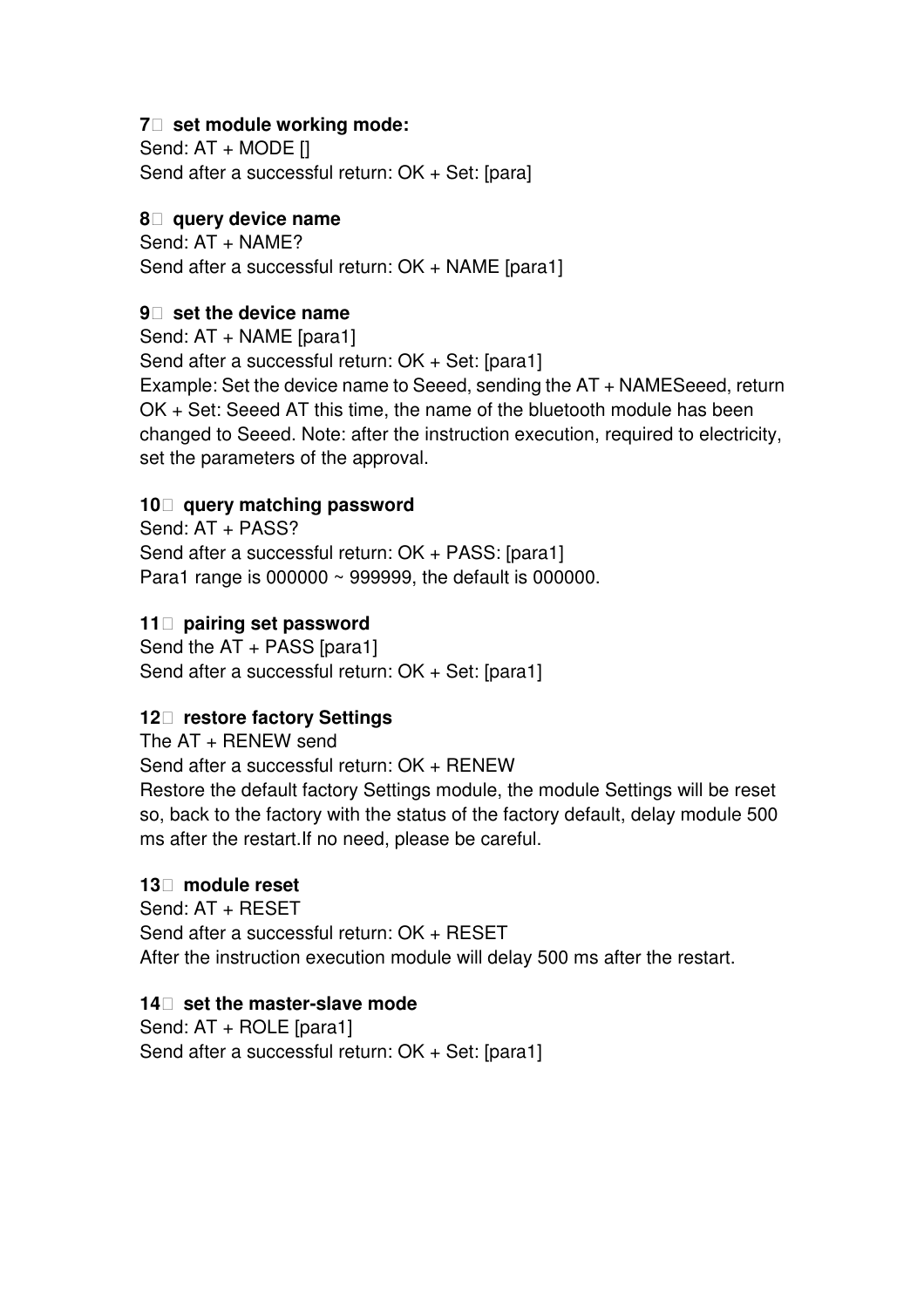**7、 set module working mode:**

Send: AT + MODE []

Send after a successful return: OK + Set: [para]

**8、 query device name**

Send: AT + NAME?

Send after a successful return: OK + NAME [para1]

**9、 set the device name**

Send: AT + NAME [para1]

Send after a successful return: OK + Set: [para1]

Example: Set the device name to Seeed, sending the AT + NAMESeeed, return OK + Set: Seeed AT this time, the name of the bluetooth module has been changed to Seeed. Note: after the instruction execution, required to electricity, set the parameters of the approval.

**10、 query matching password**

Send: AT + PASS?

Send after a successful return: OK + PASS: [para1]

Para1 range is 000000 ~ 999999, the default is 000000.

**11、 pairing set password**

Send the AT + PASS [para1]

Send after a successful return: OK + Set: [para1]

**12、 restore factory Settings**

The AT + RENEW send

Send after a successful return: OK + RENEW

Restore the default factory Settings module, the module Settings will be reset so, back to the factory with the status of the factory default, delay module 500 ms after the restart.If no need, please be careful.

**13、 module reset**

Send: AT + RESET

Send after a successful return: OK + RESET

After the instruction execution module will delay 500 ms after the restart.

**14、 set the master-slave mode**

Send: AT + ROLE [para1]

Send after a successful return: OK + Set: [para1]